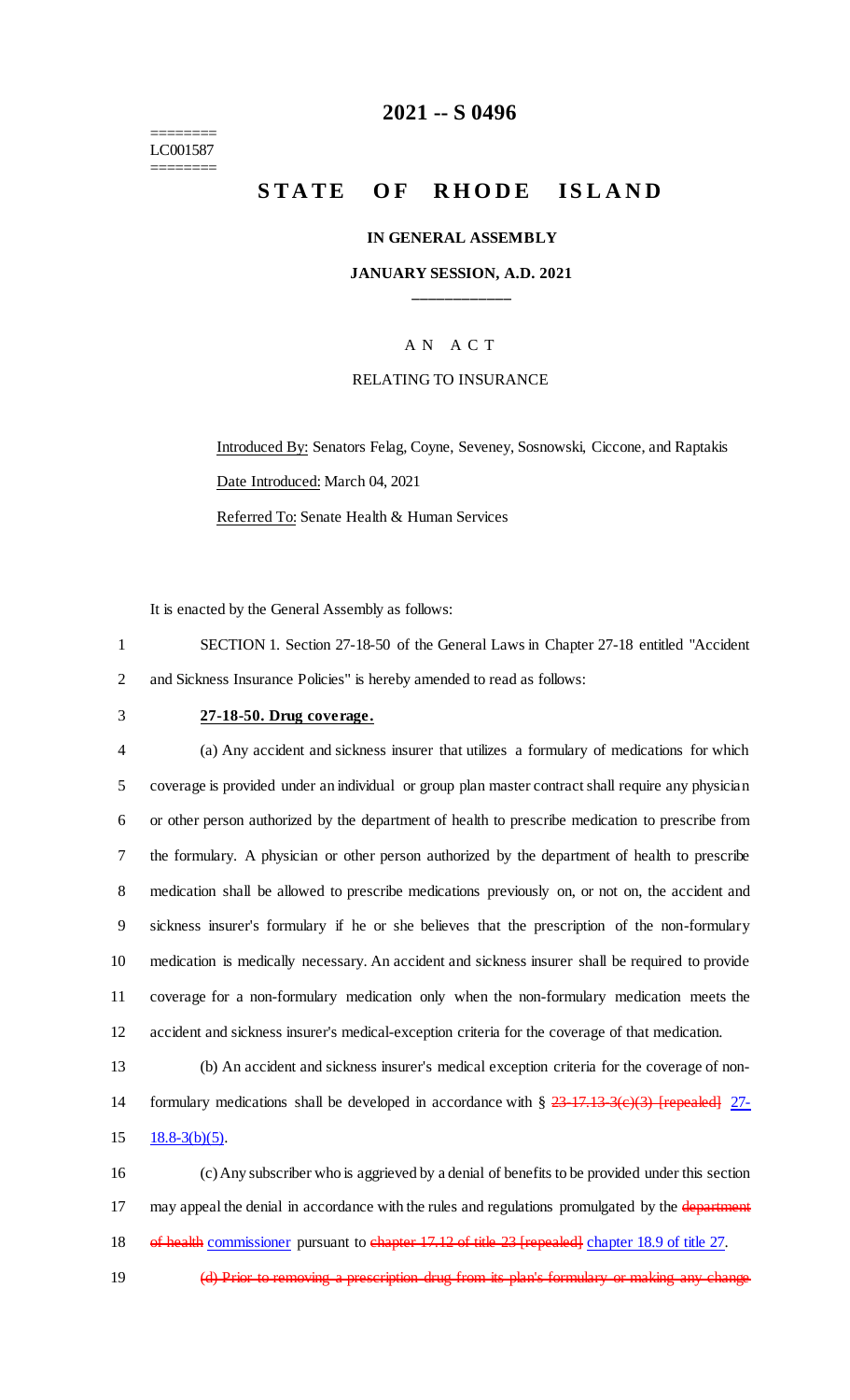========
LC001587
========

# 2021 -- S 0496

# STATE OF RHODE ISLAND

**IN GENERAL ASSEMBLY**

**JANUARY SESSION, A.D. 2021**

\_\_\_\_\_\_\_\_\_\_\_\_

A N A C T

RELATING TO INSURANCE

Introduced By: Senators Felag, Coyne, Seveney, Sosnowski, Ciccone, and Raptakis

Date Introduced: March 04, 2021

Referred To: Senate Health & Human Services

It is enacted by the General Assembly as follows:

SECTION 1. Section 27-18-50 of the General Laws in Chapter 27-18 entitled "Accident and Sickness Insurance Policies" is hereby amended to read as follows:

**27-18-50. Drug coverage.**

(a) Any accident and sickness insurer that utilizes a formulary of medications for which coverage is provided under an individual or group plan master contract shall require any physician or other person authorized by the department of health to prescribe medication to prescribe from the formulary. A physician or other person authorized by the department of health to prescribe medication shall be allowed to prescribe medications previously on, or not on, the accident and sickness insurer's formulary if he or she believes that the prescription of the non-formulary medication is medically necessary. An accident and sickness insurer shall be required to provide coverage for a non-formulary medication only when the non-formulary medication meets the accident and sickness insurer's medical-exception criteria for the coverage of that medication.

(b) An accident and sickness insurer's medical exception criteria for the coverage of non-formulary medications shall be developed in accordance with § ~~23-17.13-3(c)(3) [repealed]~~ 27-18.8-3(b)(5).

(c) Any subscriber who is aggrieved by a denial of benefits to be provided under this section may appeal the denial in accordance with the rules and regulations promulgated by the ~~department of health~~ commissioner pursuant to ~~chapter 17.12 of title 23 [repealed]~~ chapter 18.9 of title 27.

~~(d) Prior to removing a prescription drug from its plan's formulary or making any change~~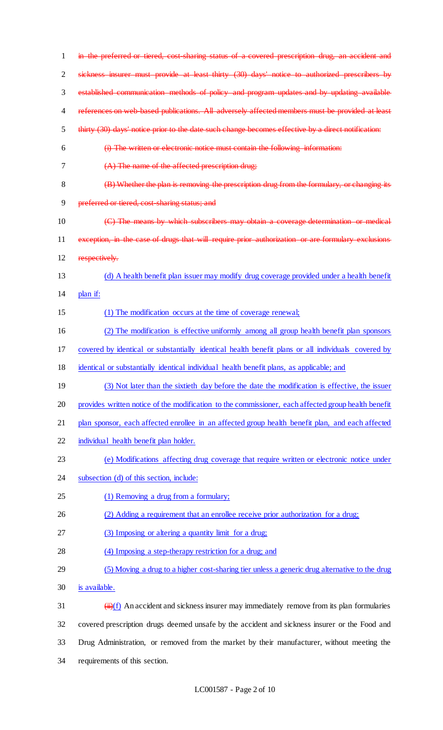~~in the preferred or tiered, cost-sharing status of a covered prescription drug, an accident and sickness insurer must provide at least thirty (30) days' notice to authorized prescribers by established communication methods of policy and program updates and by updating available references on web-based publications. All adversely affected members must be provided at least thirty (30) days' notice prior to the date such change becomes effective by a direct notification:~~

~~(i) The written or electronic notice must contain the following information:~~

~~(A) The name of the affected prescription drug;~~

~~(B) Whether the plan is removing the prescription drug from the formulary, or changing its preferred or tiered, cost-sharing status; and~~

~~(C) The means by which subscribers may obtain a coverage determination or medical exception, in the case of drugs that will require prior authorization or are formulary exclusions respectively.~~

(d) A health benefit plan issuer may modify drug coverage provided under a health benefit plan if:

(1) The modification occurs at the time of coverage renewal;

(2) The modification is effective uniformly among all group health benefit plan sponsors covered by identical or substantially identical health benefit plans or all individuals covered by identical or substantially identical individual health benefit plans, as applicable; and

(3) Not later than the sixtieth day before the date the modification is effective, the issuer provides written notice of the modification to the commissioner, each affected group health benefit plan sponsor, each affected enrollee in an affected group health benefit plan, and each affected individual health benefit plan holder.

(e) Modifications affecting drug coverage that require written or electronic notice under subsection (d) of this section, include:

(1) Removing a drug from a formulary;

(2) Adding a requirement that an enrollee receive prior authorization for a drug;

(3) Imposing or altering a quantity limit for a drug;

(4) Imposing a step-therapy restriction for a drug; and

(5) Moving a drug to a higher cost-sharing tier unless a generic drug alternative to the drug is available.

~~(ii)~~(f) An accident and sickness insurer may immediately remove from its plan formularies covered prescription drugs deemed unsafe by the accident and sickness insurer or the Food and Drug Administration, or removed from the market by their manufacturer, without meeting the requirements of this section.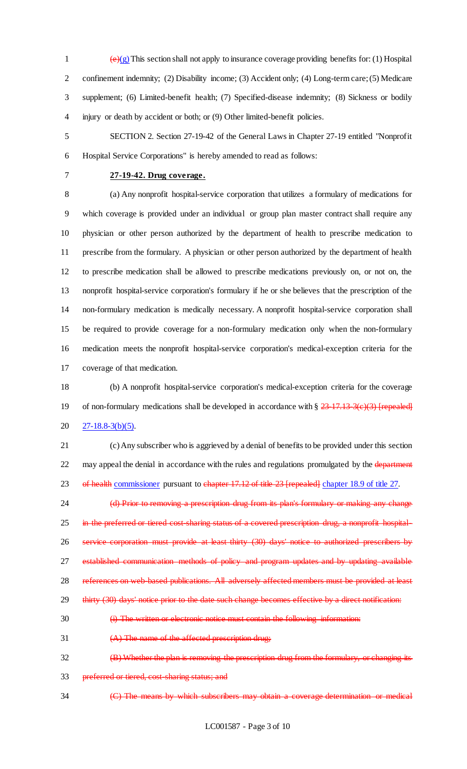~~(e)~~(g) This section shall not apply to insurance coverage providing benefits for: (1) Hospital confinement indemnity; (2) Disability income; (3) Accident only; (4) Long-term care; (5) Medicare supplement; (6) Limited-benefit health; (7) Specified-disease indemnity; (8) Sickness or bodily injury or death by accident or both; or (9) Other limited-benefit policies.

SECTION 2. Section 27-19-42 of the General Laws in Chapter 27-19 entitled "Nonprofit Hospital Service Corporations" is hereby amended to read as follows:

**27-19-42. Drug coverage.**

(a) Any nonprofit hospital-service corporation that utilizes a formulary of medications for which coverage is provided under an individual or group plan master contract shall require any physician or other person authorized by the department of health to prescribe medication to prescribe from the formulary. A physician or other person authorized by the department of health to prescribe medication shall be allowed to prescribe medications previously on, or not on, the nonprofit hospital-service corporation's formulary if he or she believes that the prescription of the non-formulary medication is medically necessary. A nonprofit hospital-service corporation shall be required to provide coverage for a non-formulary medication only when the non-formulary medication meets the nonprofit hospital-service corporation's medical-exception criteria for the coverage of that medication.

(b) A nonprofit hospital-service corporation's medical-exception criteria for the coverage of non-formulary medications shall be developed in accordance with § ~~23-17.13-3(c)(3) [repealed]~~ 27-18.8-3(b)(5).

(c) Any subscriber who is aggrieved by a denial of benefits to be provided under this section may appeal the denial in accordance with the rules and regulations promulgated by the ~~department of health~~ commissioner pursuant to ~~chapter 17.12 of title 23 [repealed]~~ chapter 18.9 of title 27.

~~(d) Prior to removing a prescription drug from its plan's formulary or making any change in the preferred or tiered cost-sharing status of a covered prescription drug, a nonprofit hospital-service corporation must provide at least thirty (30) days' notice to authorized prescribers by established communication methods of policy and program updates and by updating available references on web-based publications. All adversely affected members must be provided at least thirty (30) days' notice prior to the date such change becomes effective by a direct notification:~~

~~(i) The written or electronic notice must contain the following information:~~

~~(A) The name of the affected prescription drug;~~

~~(B) Whether the plan is removing the prescription drug from the formulary, or changing its preferred or tiered, cost-sharing status; and~~

~~(C) The means by which subscribers may obtain a coverage determination or medical~~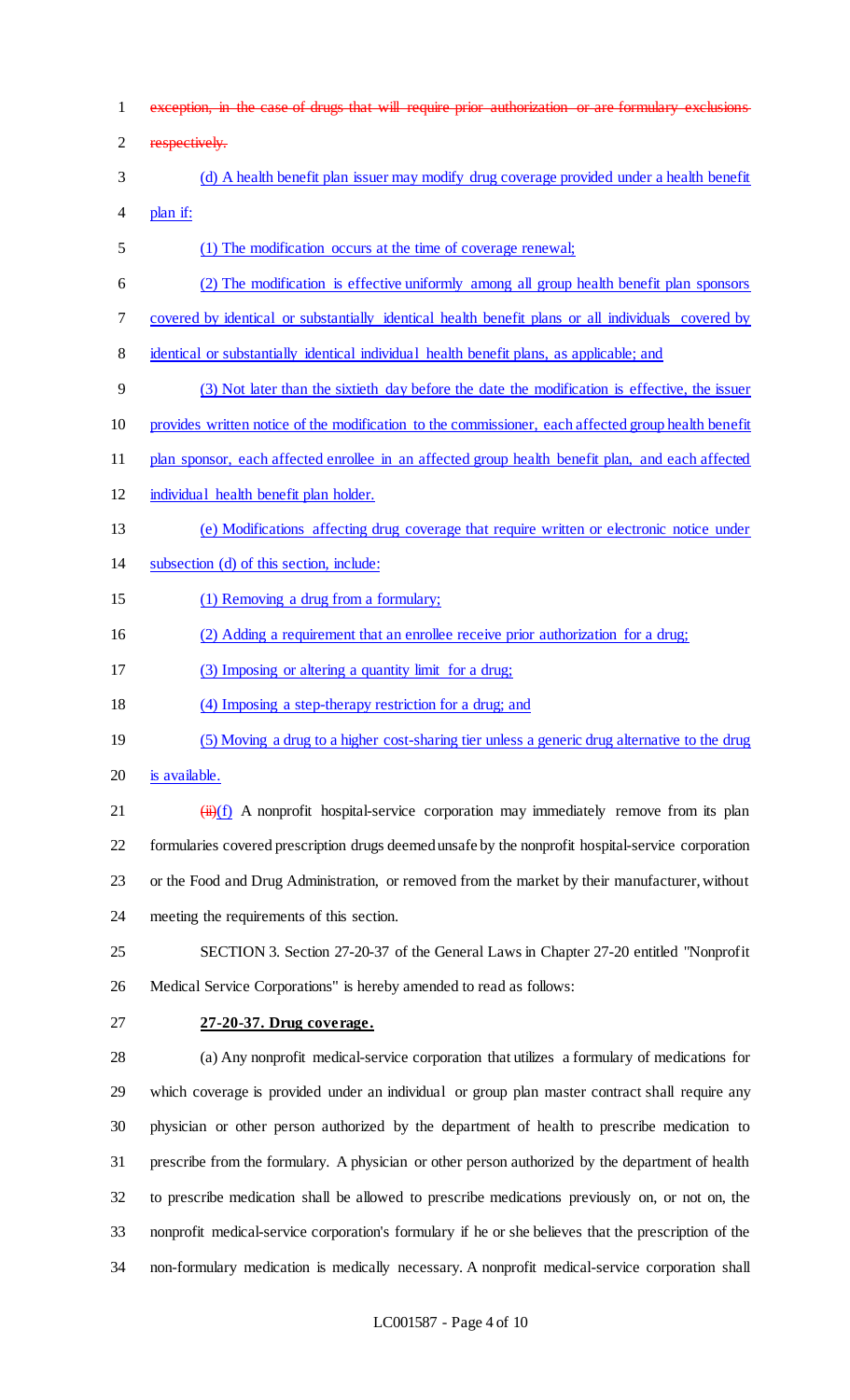~~exception, in the case of drugs that will require prior authorization or are formulary exclusions respectively.~~

<u>(d) A health benefit plan issuer may modify drug coverage provided under a health benefit plan if:</u>

<u>(1) The modification occurs at the time of coverage renewal;</u>

<u>(2) The modification is effective uniformly among all group health benefit plan sponsors covered by identical or substantially identical health benefit plans or all individuals covered by identical or substantially identical individual health benefit plans, as applicable; and</u>

<u>(3) Not later than the sixtieth day before the date the modification is effective, the issuer provides written notice of the modification to the commissioner, each affected group health benefit plan sponsor, each affected enrollee in an affected group health benefit plan, and each affected individual health benefit plan holder.</u>

<u>(e) Modifications affecting drug coverage that require written or electronic notice under subsection (d) of this section, include:</u>

<u>(1) Removing a drug from a formulary;</u>

<u>(2) Adding a requirement that an enrollee receive prior authorization for a drug;</u>

<u>(3) Imposing or altering a quantity limit for a drug;</u>

<u>(4) Imposing a step-therapy restriction for a drug; and</u>

<u>(5) Moving a drug to a higher cost-sharing tier unless a generic drug alternative to the drug is available.</u>

~~(ii)~~<u>(f)</u> A nonprofit hospital-service corporation may immediately remove from its plan formularies covered prescription drugs deemed unsafe by the nonprofit hospital-service corporation or the Food and Drug Administration, or removed from the market by their manufacturer, without meeting the requirements of this section.

SECTION 3. Section 27-20-37 of the General Laws in Chapter 27-20 entitled "Nonprofit Medical Service Corporations" is hereby amended to read as follows:

**<u>27-20-37. Drug coverage.</u>**

(a) Any nonprofit medical-service corporation that utilizes a formulary of medications for which coverage is provided under an individual or group plan master contract shall require any physician or other person authorized by the department of health to prescribe medication to prescribe from the formulary. A physician or other person authorized by the department of health to prescribe medication shall be allowed to prescribe medications previously on, or not on, the nonprofit medical-service corporation's formulary if he or she believes that the prescription of the non-formulary medication is medically necessary. A nonprofit medical-service corporation shall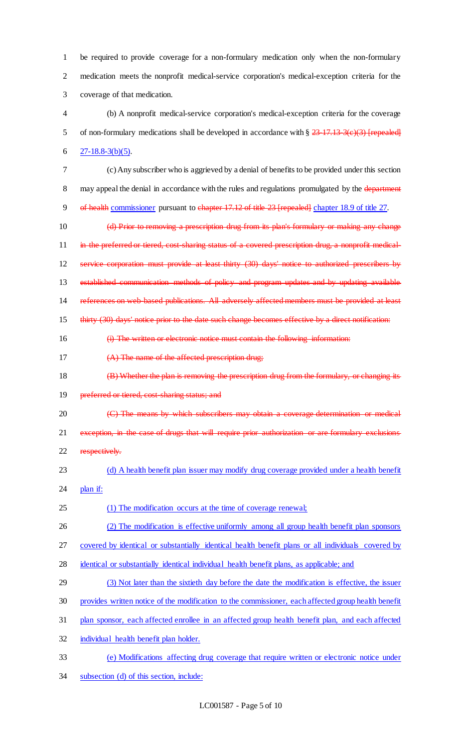be required to provide coverage for a non-formulary medication only when the non-formulary medication meets the nonprofit medical-service corporation's medical-exception criteria for the coverage of that medication.

(b) A nonprofit medical-service corporation's medical-exception criteria for the coverage of non-formulary medications shall be developed in accordance with § ~~23-17.13-3(c)(3) [repealed]~~ 27-18.8-3(b)(5).

(c) Any subscriber who is aggrieved by a denial of benefits to be provided under this section may appeal the denial in accordance with the rules and regulations promulgated by the ~~department of health~~ commissioner pursuant to ~~chapter 17.12 of title 23 [repealed]~~ chapter 18.9 of title 27.

~~(d) Prior to removing a prescription drug from its plan's formulary or making any change in the preferred or tiered, cost-sharing status of a covered prescription drug, a nonprofit medical-service corporation must provide at least thirty (30) days' notice to authorized prescribers by established communication methods of policy and program updates and by updating available references on web-based publications. All adversely affected members must be provided at least thirty (30) days' notice prior to the date such change becomes effective by a direct notification:~~

~~(i) The written or electronic notice must contain the following information:~~

~~(A) The name of the affected prescription drug;~~

~~(B) Whether the plan is removing the prescription drug from the formulary, or changing its preferred or tiered, cost-sharing status; and~~

~~(C) The means by which subscribers may obtain a coverage determination or medical exception, in the case of drugs that will require prior authorization or are formulary exclusions respectively.~~

(d) A health benefit plan issuer may modify drug coverage provided under a health benefit plan if:

(1) The modification occurs at the time of coverage renewal;

(2) The modification is effective uniformly among all group health benefit plan sponsors covered by identical or substantially identical health benefit plans or all individuals covered by identical or substantially identical individual health benefit plans, as applicable; and

(3) Not later than the sixtieth day before the date the modification is effective, the issuer provides written notice of the modification to the commissioner, each affected group health benefit plan sponsor, each affected enrollee in an affected group health benefit plan, and each affected individual health benefit plan holder.

(e) Modifications affecting drug coverage that require written or electronic notice under subsection (d) of this section, include: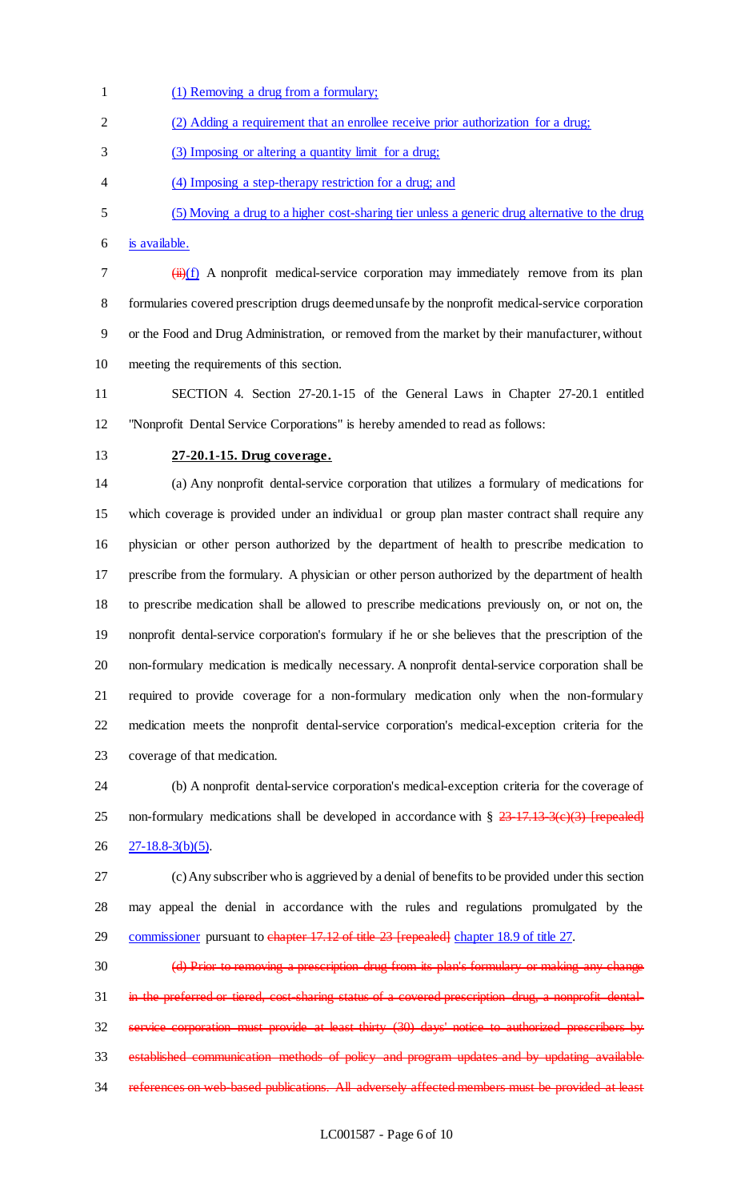(1) Removing a drug from a formulary;

(2) Adding a requirement that an enrollee receive prior authorization for a drug;

(3) Imposing or altering a quantity limit for a drug;

(4) Imposing a step-therapy restriction for a drug; and

(5) Moving a drug to a higher cost-sharing tier unless a generic drug alternative to the drug is available.

~~(ii)~~(f) A nonprofit medical-service corporation may immediately remove from its plan formularies covered prescription drugs deemed unsafe by the nonprofit medical-service corporation or the Food and Drug Administration, or removed from the market by their manufacturer, without meeting the requirements of this section.

SECTION 4. Section 27-20.1-15 of the General Laws in Chapter 27-20.1 entitled "Nonprofit Dental Service Corporations" is hereby amended to read as follows:

**27-20.1-15. Drug coverage.**

(a) Any nonprofit dental-service corporation that utilizes a formulary of medications for which coverage is provided under an individual or group plan master contract shall require any physician or other person authorized by the department of health to prescribe medication to prescribe from the formulary. A physician or other person authorized by the department of health to prescribe medication shall be allowed to prescribe medications previously on, or not on, the nonprofit dental-service corporation's formulary if he or she believes that the prescription of the non-formulary medication is medically necessary. A nonprofit dental-service corporation shall be required to provide coverage for a non-formulary medication only when the non-formulary medication meets the nonprofit dental-service corporation's medical-exception criteria for the coverage of that medication.

(b) A nonprofit dental-service corporation's medical-exception criteria for the coverage of non-formulary medications shall be developed in accordance with § ~~23-17.13-3(c)(3) [repealed]~~ 27-18.8-3(b)(5).

(c) Any subscriber who is aggrieved by a denial of benefits to be provided under this section may appeal the denial in accordance with the rules and regulations promulgated by the commissioner pursuant to ~~chapter 17.12 of title 23 [repealed]~~ chapter 18.9 of title 27.

~~(d) Prior to removing a prescription drug from its plan's formulary or making any change in the preferred or tiered, cost-sharing status of a covered prescription drug, a nonprofit dental-service corporation must provide at least thirty (30) days' notice to authorized prescribers by established communication methods of policy and program updates and by updating available references on web-based publications. All adversely affected members must be provided at least~~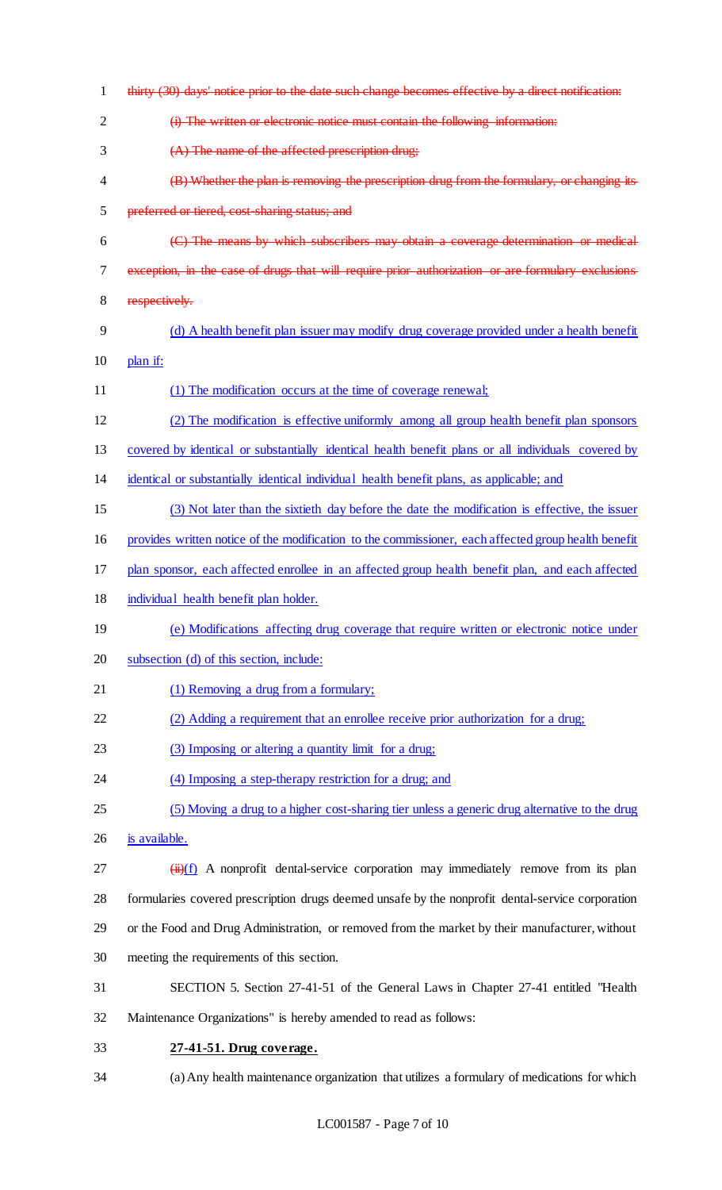~~thirty (30) days' notice prior to the date such change becomes effective by a direct notification:~~

~~(i) The written or electronic notice must contain the following information:~~

~~(A) The name of the affected prescription drug;~~

~~(B) Whether the plan is removing the prescription drug from the formulary, or changing its preferred or tiered, cost-sharing status; and~~

~~(C) The means by which subscribers may obtain a coverage determination or medical exception, in the case of drugs that will require prior authorization or are formulary exclusions respectively.~~

<u>(d) A health benefit plan issuer may modify drug coverage provided under a health benefit plan if:</u>

<u>(1) The modification occurs at the time of coverage renewal;</u>

<u>(2) The modification is effective uniformly among all group health benefit plan sponsors covered by identical or substantially identical health benefit plans or all individuals covered by identical or substantially identical individual health benefit plans, as applicable; and</u>

<u>(3) Not later than the sixtieth day before the date the modification is effective, the issuer provides written notice of the modification to the commissioner, each affected group health benefit plan sponsor, each affected enrollee in an affected group health benefit plan, and each affected individual health benefit plan holder.</u>

<u>(e) Modifications affecting drug coverage that require written or electronic notice under subsection (d) of this section, include:</u>

<u>(1) Removing a drug from a formulary;</u>

<u>(2) Adding a requirement that an enrollee receive prior authorization for a drug;</u>

<u>(3) Imposing or altering a quantity limit for a drug;</u>

<u>(4) Imposing a step-therapy restriction for a drug; and</u>

<u>(5) Moving a drug to a higher cost-sharing tier unless a generic drug alternative to the drug is available.</u>

~~(ii)~~<u>(f)</u> A nonprofit dental-service corporation may immediately remove from its plan formularies covered prescription drugs deemed unsafe by the nonprofit dental-service corporation or the Food and Drug Administration, or removed from the market by their manufacturer, without meeting the requirements of this section.

SECTION 5. Section 27-41-51 of the General Laws in Chapter 27-41 entitled "Health Maintenance Organizations" is hereby amended to read as follows:

**<u>27-41-51. Drug coverage.</u>**

(a) Any health maintenance organization that utilizes a formulary of medications for which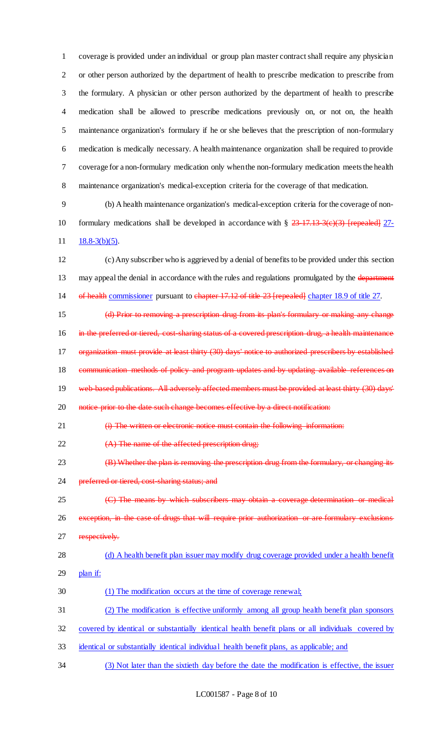coverage is provided under an individual or group plan master contract shall require any physician or other person authorized by the department of health to prescribe medication to prescribe from the formulary. A physician or other person authorized by the department of health to prescribe medication shall be allowed to prescribe medications previously on, or not on, the health maintenance organization's formulary if he or she believes that the prescription of non-formulary medication is medically necessary. A health maintenance organization shall be required to provide coverage for a non-formulary medication only when the non-formulary medication meets the health maintenance organization's medical-exception criteria for the coverage of that medication.

(b) A health maintenance organization's medical-exception criteria for the coverage of non-formulary medications shall be developed in accordance with § ~~23-17.13-3(c)(3) [repealed]~~ 27-18.8-3(b)(5).

(c) Any subscriber who is aggrieved by a denial of benefits to be provided under this section may appeal the denial in accordance with the rules and regulations promulgated by the ~~department of health~~ commissioner pursuant to ~~chapter 17.12 of title 23 [repealed]~~ chapter 18.9 of title 27.

~~(d) Prior to removing a prescription drug from its plan's formulary or making any change in the preferred or tiered, cost-sharing status of a covered prescription drug, a health maintenance organization must provide at least thirty (30) days' notice to authorized prescribers by established communication methods of policy and program updates and by updating available references on web-based publications. All adversely affected members must be provided at least thirty (30) days' notice prior to the date such change becomes effective by a direct notification:~~

~~(i) The written or electronic notice must contain the following information:~~

~~(A) The name of the affected prescription drug;~~

~~(B) Whether the plan is removing the prescription drug from the formulary, or changing its preferred or tiered, cost-sharing status; and~~

~~(C) The means by which subscribers may obtain a coverage determination or medical exception, in the case of drugs that will require prior authorization or are formulary exclusions respectively.~~

(d) A health benefit plan issuer may modify drug coverage provided under a health benefit plan if:

(1) The modification occurs at the time of coverage renewal;

(2) The modification is effective uniformly among all group health benefit plan sponsors covered by identical or substantially identical health benefit plans or all individuals covered by identical or substantially identical individual health benefit plans, as applicable; and

(3) Not later than the sixtieth day before the date the modification is effective, the issuer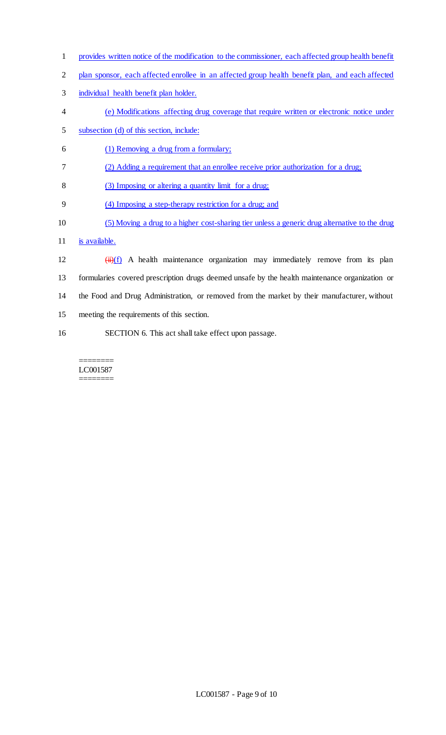provides written notice of the modification to the commissioner, each affected group health benefit plan sponsor, each affected enrollee in an affected group health benefit plan, and each affected individual health benefit plan holder.

(e) Modifications affecting drug coverage that require written or electronic notice under subsection (d) of this section, include:

(1) Removing a drug from a formulary;

(2) Adding a requirement that an enrollee receive prior authorization for a drug;

(3) Imposing or altering a quantity limit for a drug;

(4) Imposing a step-therapy restriction for a drug; and

(5) Moving a drug to a higher cost-sharing tier unless a generic drug alternative to the drug is available.

~~(ii)~~(f) A health maintenance organization may immediately remove from its plan formularies covered prescription drugs deemed unsafe by the health maintenance organization or the Food and Drug Administration, or removed from the market by their manufacturer, without meeting the requirements of this section.

SECTION 6. This act shall take effect upon passage.

========
LC001587
========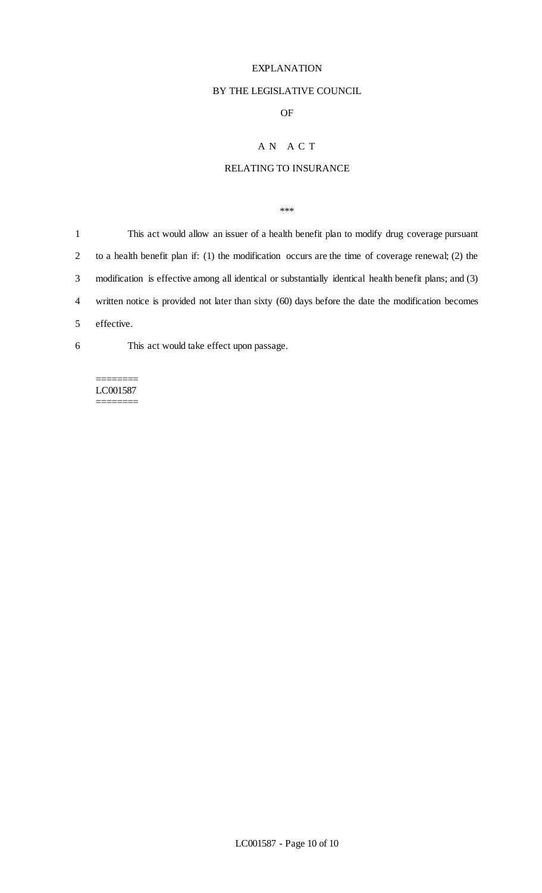EXPLANATION

BY THE LEGISLATIVE COUNCIL

OF

A N   A C T

RELATING TO INSURANCE

\*\*\*

This act would allow an issuer of a health benefit plan to modify drug coverage pursuant to a health benefit plan if: (1) the modification occurs are the time of coverage renewal; (2) the modification is effective among all identical or substantially identical health benefit plans; and (3) written notice is provided not later than sixty (60) days before the date the modification becomes effective.

This act would take effect upon passage.

========
LC001587
========